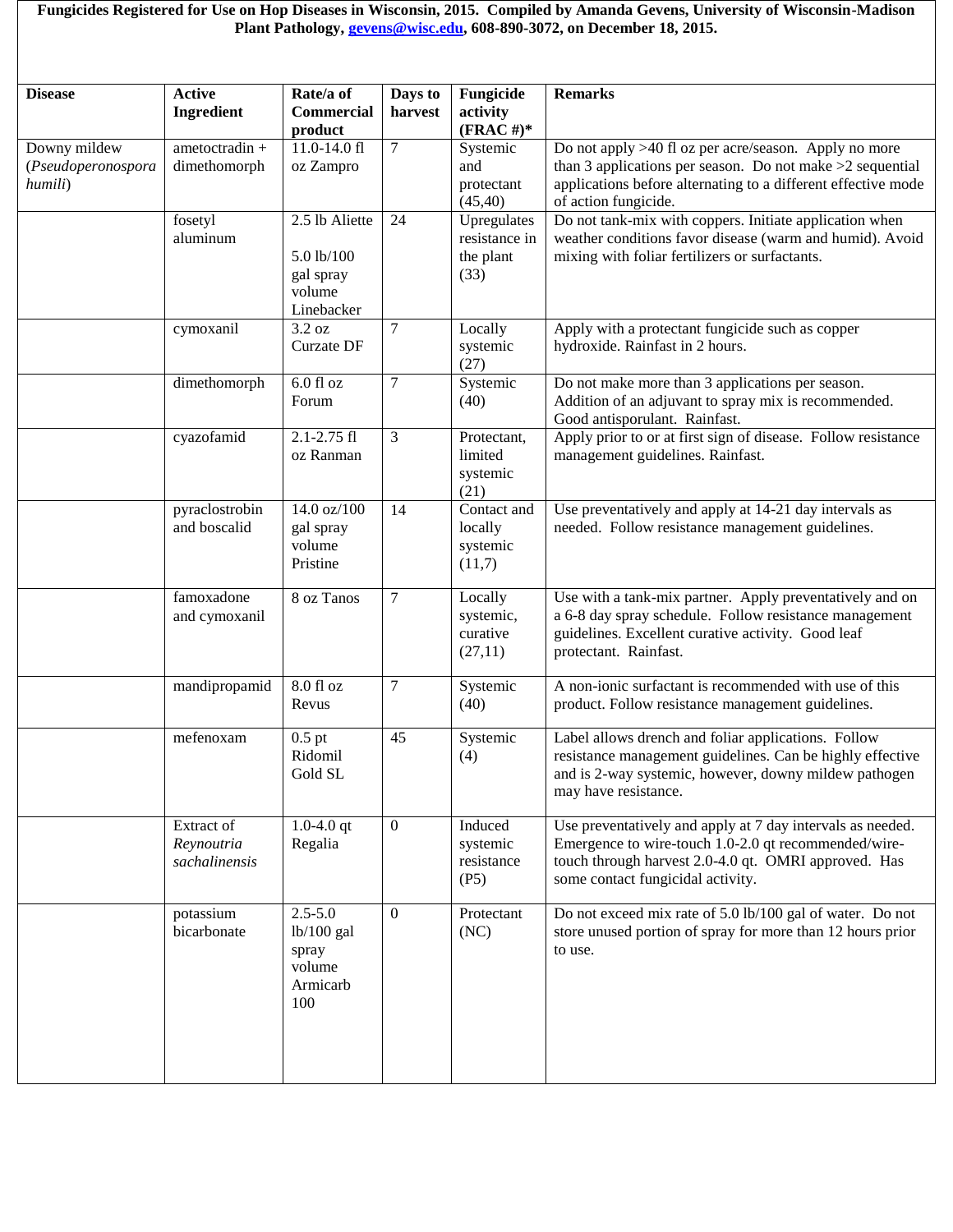**Fungicides Registered for Use on Hop Diseases in Wisconsin, 2015. Compiled by Amanda Gevens, University of Wisconsin-Madison Plant Pathology, gevens@wisc.edu, 608-890-3072, on December 18, 2015.**

| Disease | Active Ingredient | Rate/a of Commercial product | Days to harvest | Fungicide activity (FRAC #)* | Remarks |
|---|---|---|---|---|---|
| Downy mildew (*Pseudoperonospora humili*) | ametoctradin + dimethomorph | 11.0-14.0 fl oz Zampro | 7 | Systemic and protectant (45,40) | Do not apply >40 fl oz per acre/season. Apply no more than 3 applications per season. Do not make >2 sequential applications before alternating to a different effective mode of action fungicide. |
| | fosetyl aluminum | 2.5 lb Aliette<br><br>5.0 lb/100 gal spray volume Linebacker | 24 | Upregulates resistance in the plant (33) | Do not tank-mix with coppers. Initiate application when weather conditions favor disease (warm and humid). Avoid mixing with foliar fertilizers or surfactants. |
| | cymoxanil | 3.2 oz Curzate DF | 7 | Locally systemic (27) | Apply with a protectant fungicide such as copper hydroxide. Rainfast in 2 hours. |
| | dimethomorph | 6.0 fl oz Forum | 7 | Systemic (40) | Do not make more than 3 applications per season. Addition of an adjuvant to spray mix is recommended. Good antisporulant. Rainfast. |
| | cyazofamid | 2.1-2.75 fl oz Ranman | 3 | Protectant, limited systemic (21) | Apply prior to or at first sign of disease. Follow resistance management guidelines. Rainfast. |
| | pyraclostrobin and boscalid | 14.0 oz/100 gal spray volume Pristine | 14 | Contact and locally systemic (11,7) | Use preventatively and apply at 14-21 day intervals as needed. Follow resistance management guidelines. |
| | famoxadone and cymoxanil | 8 oz Tanos | 7 | Locally systemic, curative (27,11) | Use with a tank-mix partner. Apply preventatively and on a 6-8 day spray schedule. Follow resistance management guidelines. Excellent curative activity. Good leaf protectant. Rainfast. |
| | mandipropamid | 8.0 fl oz Revus | 7 | Systemic (40) | A non-ionic surfactant is recommended with use of this product. Follow resistance management guidelines. |
| | mefenoxam | 0.5 pt Ridomil Gold SL | 45 | Systemic (4) | Label allows drench and foliar applications. Follow resistance management guidelines. Can be highly effective and is 2-way systemic, however, downy mildew pathogen may have resistance. |
| | Extract of *Reynoutria sachalinensis* | 1.0-4.0 qt Regalia | 0 | Induced systemic resistance (P5) | Use preventatively and apply at 7 day intervals as needed. Emergence to wire-touch 1.0-2.0 qt recommended/wire-touch through harvest 2.0-4.0 qt. OMRI approved. Has some contact fungicidal activity. |
| | potassium bicarbonate | 2.5-5.0 lb/100 gal spray volume Armicarb 100 | 0 | Protectant (NC) | Do not exceed mix rate of 5.0 lb/100 gal of water. Do not store unused portion of spray for more than 12 hours prior to use. |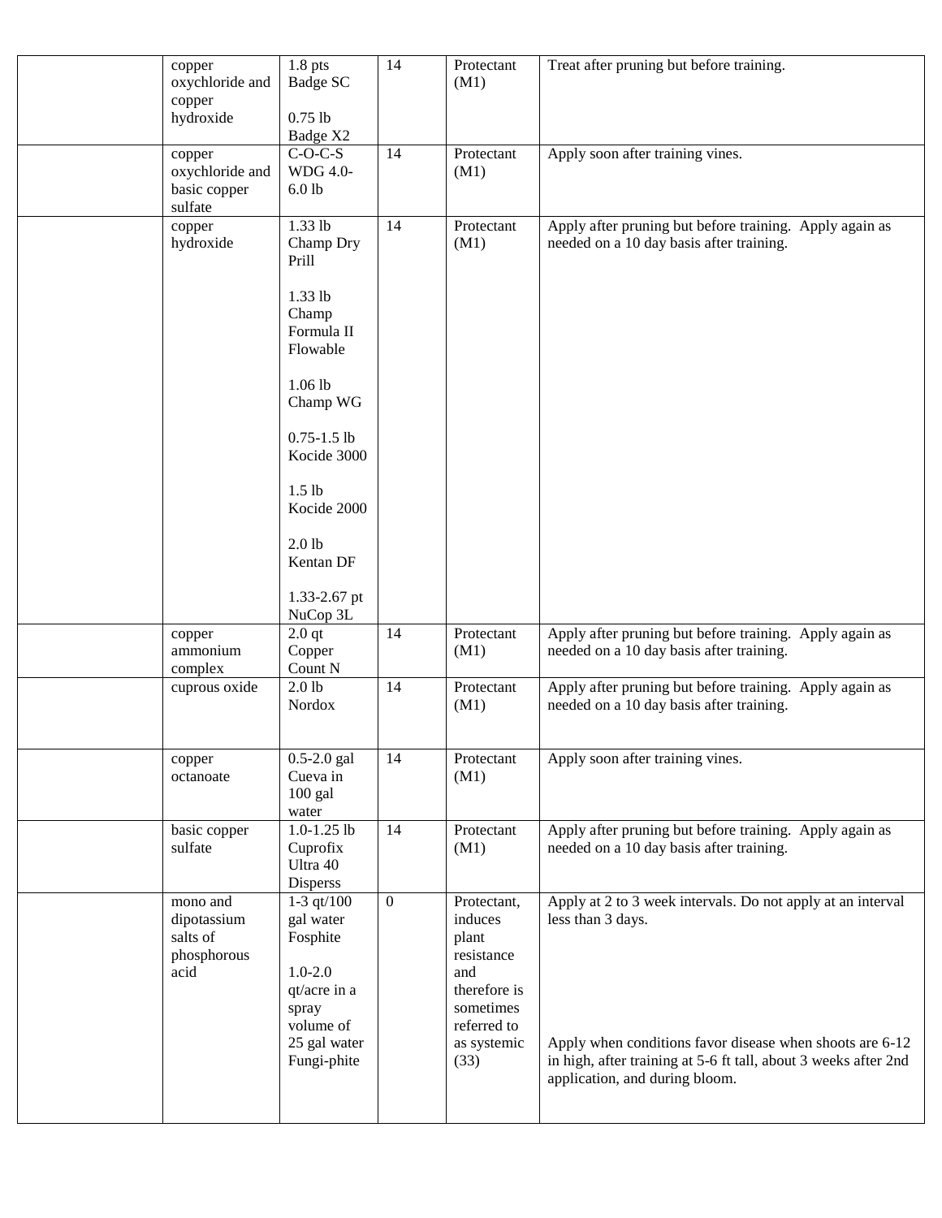| | | | | | |
|---|---|---|---|---|---|
| | copper oxychloride and copper hydroxide | 1.8 pts Badge SC<br><br>0.75 lb Badge X2 | 14 | Protectant (M1) | Treat after pruning but before training. |
| | copper oxychloride and basic copper sulfate | C-O-C-S WDG 4.0-6.0 lb | 14 | Protectant (M1) | Apply soon after training vines. |
| | copper hydroxide | 1.33 lb Champ Dry Prill<br><br>1.33 lb Champ Formula II Flowable<br><br>1.06 lb Champ WG<br><br>0.75-1.5 lb Kocide 3000<br><br>1.5 lb Kocide 2000<br><br>2.0 lb Kentan DF<br><br>1.33-2.67 pt NuCop 3L | 14 | Protectant (M1) | Apply after pruning but before training. Apply again as needed on a 10 day basis after training. |
| | copper ammonium complex | 2.0 qt Copper Count N | 14 | Protectant (M1) | Apply after pruning but before training. Apply again as needed on a 10 day basis after training. |
| | cuprous oxide | 2.0 lb Nordox | 14 | Protectant (M1) | Apply after pruning but before training. Apply again as needed on a 10 day basis after training. |
| | copper octanoate | 0.5-2.0 gal Cueva in 100 gal water | 14 | Protectant (M1) | Apply soon after training vines. |
| | basic copper sulfate | 1.0-1.25 lb Cuprofix Ultra 40 Disperss | 14 | Protectant (M1) | Apply after pruning but before training. Apply again as needed on a 10 day basis after training. |
| | mono and dipotassium salts of phosphorous acid | 1-3 qt/100 gal water Fosphite<br><br>1.0-2.0 qt/acre in a spray volume of 25 gal water Fungi-phite | 0 | Protectant, induces plant resistance and therefore is sometimes referred to as systemic (33) | Apply at 2 to 3 week intervals. Do not apply at an interval less than 3 days.<br><br>Apply when conditions favor disease when shoots are 6-12 in high, after training at 5-6 ft tall, about 3 weeks after 2nd application, and during bloom. |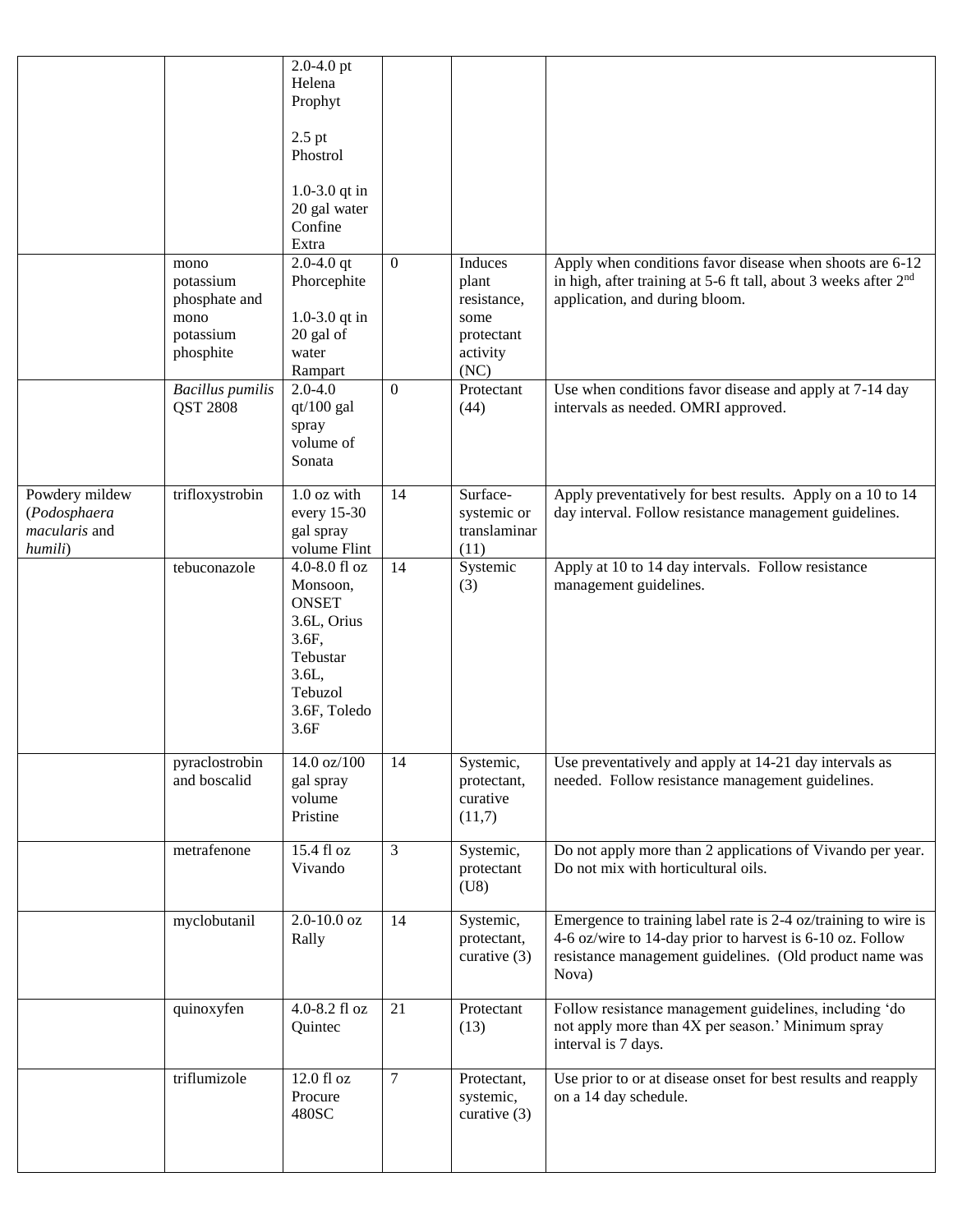| | | | | | |
|---|---|---|---|---|---|
| | | 2.0-4.0 pt Helena Prophyt<br><br>2.5 pt Phostrol<br><br>1.0-3.0 qt in 20 gal water Confine Extra | | | |
| | mono potassium phosphate and mono potassium phosphite | 2.0-4.0 qt Phorcephite<br><br>1.0-3.0 qt in 20 gal of water Rampart | 0 | Induces plant resistance, some protectant activity (NC) | Apply when conditions favor disease when shoots are 6-12 in high, after training at 5-6 ft tall, about 3 weeks after 2nd application, and during bloom. |
| | *Bacillus pumilis* QST 2808 | 2.0-4.0 qt/100 gal spray volume of Sonata | 0 | Protectant (44) | Use when conditions favor disease and apply at 7-14 day intervals as needed. OMRI approved. |
| Powdery mildew (*Podosphaera macularis* and *humili*) | trifloxystrobin | 1.0 oz with every 15-30 gal spray volume Flint | 14 | Surface-systemic or translaminar (11) | Apply preventatively for best results. Apply on a 10 to 14 day interval. Follow resistance management guidelines. |
| | tebuconazole | 4.0-8.0 fl oz Monsoon, ONSET 3.6L, Orius 3.6F, Tebustar 3.6L, Tebuzol 3.6F, Toledo 3.6F | 14 | Systemic (3) | Apply at 10 to 14 day intervals. Follow resistance management guidelines. |
| | pyraclostrobin and boscalid | 14.0 oz/100 gal spray volume Pristine | 14 | Systemic, protectant, curative (11,7) | Use preventatively and apply at 14-21 day intervals as needed. Follow resistance management guidelines. |
| | metrafenone | 15.4 fl oz Vivando | 3 | Systemic, protectant (U8) | Do not apply more than 2 applications of Vivando per year. Do not mix with horticultural oils. |
| | myclobutanil | 2.0-10.0 oz Rally | 14 | Systemic, protectant, curative (3) | Emergence to training label rate is 2-4 oz/training to wire is 4-6 oz/wire to 14-day prior to harvest is 6-10 oz. Follow resistance management guidelines. (Old product name was Nova) |
| | quinoxyfen | 4.0-8.2 fl oz Quintec | 21 | Protectant (13) | Follow resistance management guidelines, including 'do not apply more than 4X per season.' Minimum spray interval is 7 days. |
| | triflumizole | 12.0 fl oz Procure 480SC | 7 | Protectant, systemic, curative (3) | Use prior to or at disease onset for best results and reapply on a 14 day schedule. |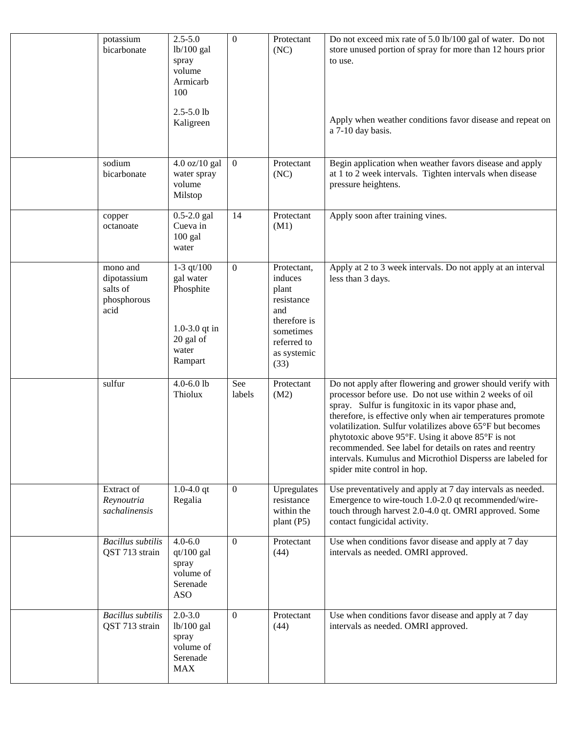| | | | | | |
|---|---|---|---|---|---|
| | potassium bicarbonate | 2.5-5.0 lb/100 gal spray volume Armicarb 100<br><br>2.5-5.0 lb Kaligreen | 0 | Protectant (NC) | Do not exceed mix rate of 5.0 lb/100 gal of water. Do not store unused portion of spray for more than 12 hours prior to use.<br><br>Apply when weather conditions favor disease and repeat on a 7-10 day basis. |
| | sodium bicarbonate | 4.0 oz/10 gal water spray volume Milstop | 0 | Protectant (NC) | Begin application when weather favors disease and apply at 1 to 2 week intervals. Tighten intervals when disease pressure heightens. |
| | copper octanoate | 0.5-2.0 gal Cueva in 100 gal water | 14 | Protectant (M1) | Apply soon after training vines. |
| | mono and dipotassium salts of phosphorous acid | 1-3 qt/100 gal water Phosphite<br><br>1.0-3.0 qt in 20 gal of water Rampart | 0 | Protectant, induces plant resistance and therefore is sometimes referred to as systemic (33) | Apply at 2 to 3 week intervals. Do not apply at an interval less than 3 days. |
| | sulfur | 4.0-6.0 lb Thiolux | See labels | Protectant (M2) | Do not apply after flowering and grower should verify with processor before use. Do not use within 2 weeks of oil spray. Sulfur is fungitoxic in its vapor phase and, therefore, is effective only when air temperatures promote volatilization. Sulfur volatilizes above 65°F but becomes phytotoxic above 95°F. Using it above 85°F is not recommended. See label for details on rates and reentry intervals. Kumulus and Microthiol Disperss are labeled for spider mite control in hop. |
| | Extract of *Reynoutria sachalinensis* | 1.0-4.0 qt Regalia | 0 | Upregulates resistance within the plant (P5) | Use preventatively and apply at 7 day intervals as needed. Emergence to wire-touch 1.0-2.0 qt recommended/wire-touch through harvest 2.0-4.0 qt. OMRI approved. Some contact fungicidal activity. |
| | *Bacillus subtilis* QST 713 strain | 4.0-6.0 qt/100 gal spray volume of Serenade ASO | 0 | Protectant (44) | Use when conditions favor disease and apply at 7 day intervals as needed. OMRI approved. |
| | *Bacillus subtilis* QST 713 strain | 2.0-3.0 lb/100 gal spray volume of Serenade MAX | 0 | Protectant (44) | Use when conditions favor disease and apply at 7 day intervals as needed. OMRI approved. |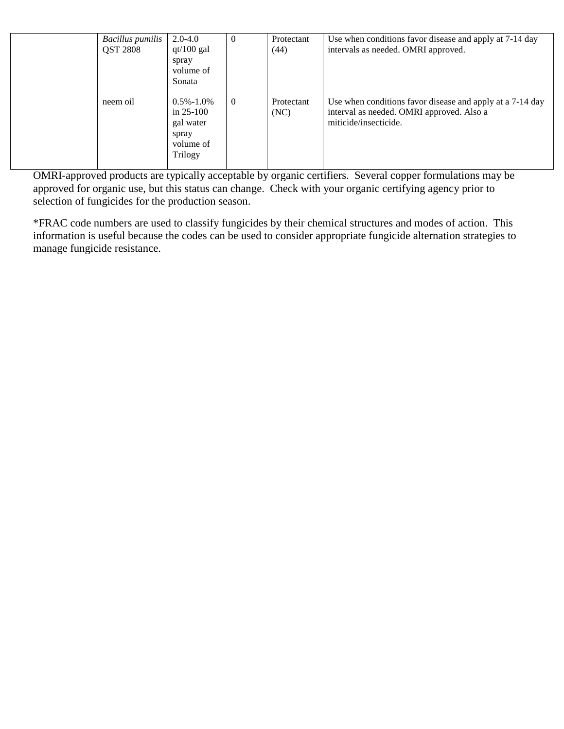| | | | | | |
|---|---|---|---|---|---|
| | *Bacillus pumilis* QST 2808 | 2.0-4.0 qt/100 gal spray volume of Sonata | 0 | Protectant (44) | Use when conditions favor disease and apply at 7-14 day intervals as needed. OMRI approved. |
| | neem oil | 0.5%-1.0% in 25-100 gal water spray volume of Trilogy | 0 | Protectant (NC) | Use when conditions favor disease and apply at a 7-14 day interval as needed. OMRI approved. Also a miticide/insecticide. |

OMRI-approved products are typically acceptable by organic certifiers. Several copper formulations may be approved for organic use, but this status can change. Check with your organic certifying agency prior to selection of fungicides for the production season.

*FRAC code numbers are used to classify fungicides by their chemical structures and modes of action. This information is useful because the codes can be used to consider appropriate fungicide alternation strategies to manage fungicide resistance.